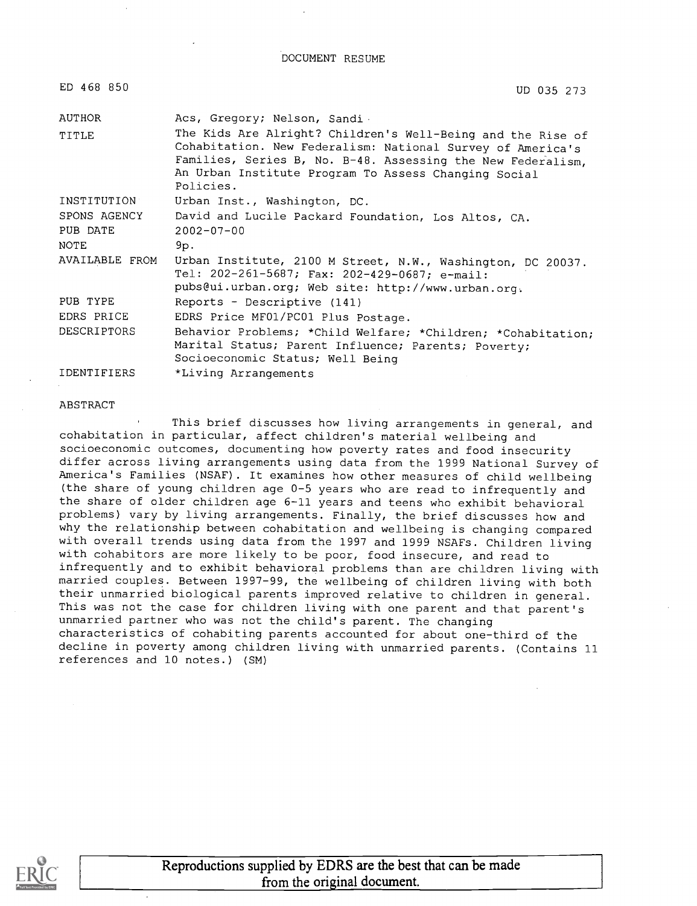DOCUMENT RESUME

ED 468 850 UD 035 273

| | |
|---|---|
| AUTHOR | Acs, Gregory; Nelson, Sandi |
| TITLE | The Kids Are Alright? Children's Well-Being and the Rise of Cohabitation. New Federalism: National Survey of America's Families, Series B, No. B-48. Assessing the New Federalism, An Urban Institute Program To Assess Changing Social Policies. |
| INSTITUTION | Urban Inst., Washington, DC. |
| SPONS AGENCY | David and Lucile Packard Foundation, Los Altos, CA. |
| PUB DATE | 2002-07-00 |
| NOTE | 9p. |
| AVAILABLE FROM | Urban Institute, 2100 M Street, N.W., Washington, DC 20037. Tel: 202-261-5687; Fax: 202-429-0687; e-mail: pubs@ui.urban.org; Web site: http://www.urban.org. |
| PUB TYPE | Reports - Descriptive (141) |
| EDRS PRICE | EDRS Price MF01/PC01 Plus Postage. |
| DESCRIPTORS | Behavior Problems; *Child Welfare; *Children; *Cohabitation; Marital Status; Parent Influence; Parents; Poverty; Socioeconomic Status; Well Being |
| IDENTIFIERS | *Living Arrangements |

ABSTRACT

This brief discusses how living arrangements in general, and cohabitation in particular, affect children's material wellbeing and socioeconomic outcomes, documenting how poverty rates and food insecurity differ across living arrangements using data from the 1999 National Survey of America's Families (NSAF). It examines how other measures of child wellbeing (the share of young children age 0-5 years who are read to infrequently and the share of older children age 6-11 years and teens who exhibit behavioral problems) vary by living arrangements. Finally, the brief discusses how and why the relationship between cohabitation and wellbeing is changing compared with overall trends using data from the 1997 and 1999 NSAFs. Children living with cohabitors are more likely to be poor, food insecure, and read to infrequently and to exhibit behavioral problems than are children living with married couples. Between 1997-99, the wellbeing of children living with both their unmarried biological parents improved relative to children in general. This was not the case for children living with one parent and that parent's unmarried partner who was not the child's parent. The changing characteristics of cohabiting parents accounted for about one-third of the decline in poverty among children living with unmarried parents. (Contains 11 references and 10 notes.) (SM)

Reproductions supplied by EDRS are the best that can be made from the original document.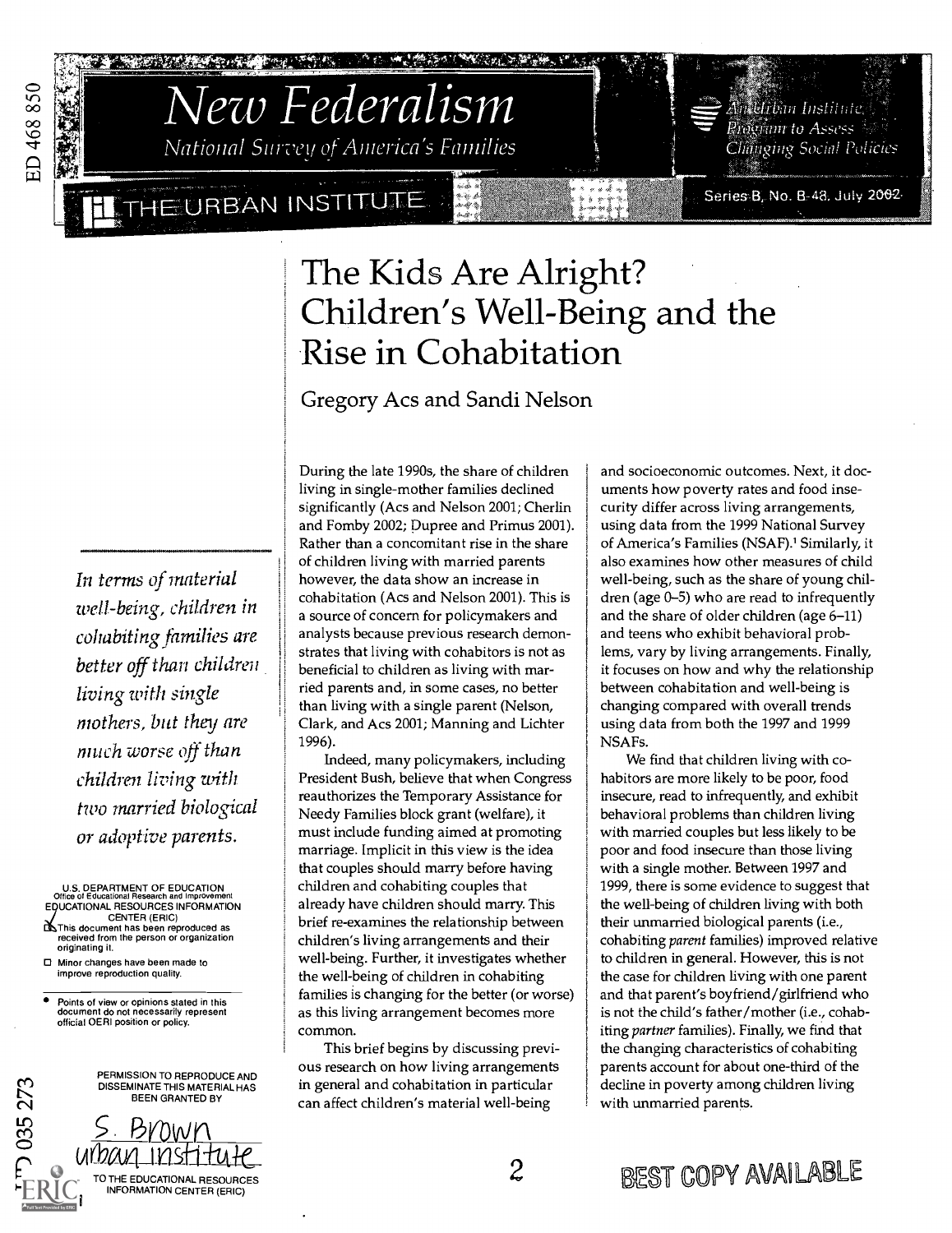# New Federalism

National Survey of America's Families

THE URBAN INSTITUTE

An Urban Institute Program to Assess Changing Social Policies

Series B, No. B-48, July 2002

# The Kids Are Alright? Children's Well-Being and the Rise in Cohabitation

Gregory Acs and Sandi Nelson

*In terms of material well-being, children in cohabiting families are better off than children living with single mothers, but they are much worse off than children living with two married biological or adoptive parents.*

During the late 1990s, the share of children living in single-mother families declined significantly (Acs and Nelson 2001; Cherlin and Fomby 2002; Dupree and Primus 2001). Rather than a concomitant rise in the share of children living with married parents however, the data show an increase in cohabitation (Acs and Nelson 2001). This is a source of concern for policymakers and analysts because previous research demonstrates that living with cohabitors is not as beneficial to children as living with married parents and, in some cases, no better than living with a single parent (Nelson, Clark, and Acs 2001; Manning and Lichter 1996).

Indeed, many policymakers, including President Bush, believe that when Congress reauthorizes the Temporary Assistance for Needy Families block grant (welfare), it must include funding aimed at promoting marriage. Implicit in this view is the idea that couples should marry before having children and cohabiting couples that already have children should marry. This brief re-examines the relationship between children's living arrangements and their well-being. Further, it investigates whether the well-being of children in cohabiting families is changing for the better (or worse) as this living arrangement becomes more common.

This brief begins by discussing previous research on how living arrangements in general and cohabitation in particular can affect children's material well-being and socioeconomic outcomes. Next, it documents how poverty rates and food insecurity differ across living arrangements, using data from the 1999 National Survey of America's Families (NSAF).[1] Similarly, it also examines how other measures of child well-being, such as the share of young children (age 0–5) who are read to infrequently and the share of older children (age 6–11) and teens who exhibit behavioral problems, vary by living arrangements. Finally, it focuses on how and why the relationship between cohabitation and well-being is changing compared with overall trends using data from both the 1997 and 1999 NSAFs.

We find that children living with cohabitors are more likely to be poor, food insecure, read to infrequently, and exhibit behavioral problems than children living with married couples but less likely to be poor and food insecure than those living with a single mother. Between 1997 and 1999, there is some evidence to suggest that the well-being of children living with both their unmarried biological parents (i.e., cohabiting *parent* families) improved relative to children in general. However, this is not the case for children living with one parent and that parent's boyfriend/girlfriend who is not the child's father/mother (i.e., cohabiting *partner* families). Finally, we find that the changing characteristics of cohabiting parents account for about one-third of the decline in poverty among children living with unmarried parents.

BEST COPY AVAILABLE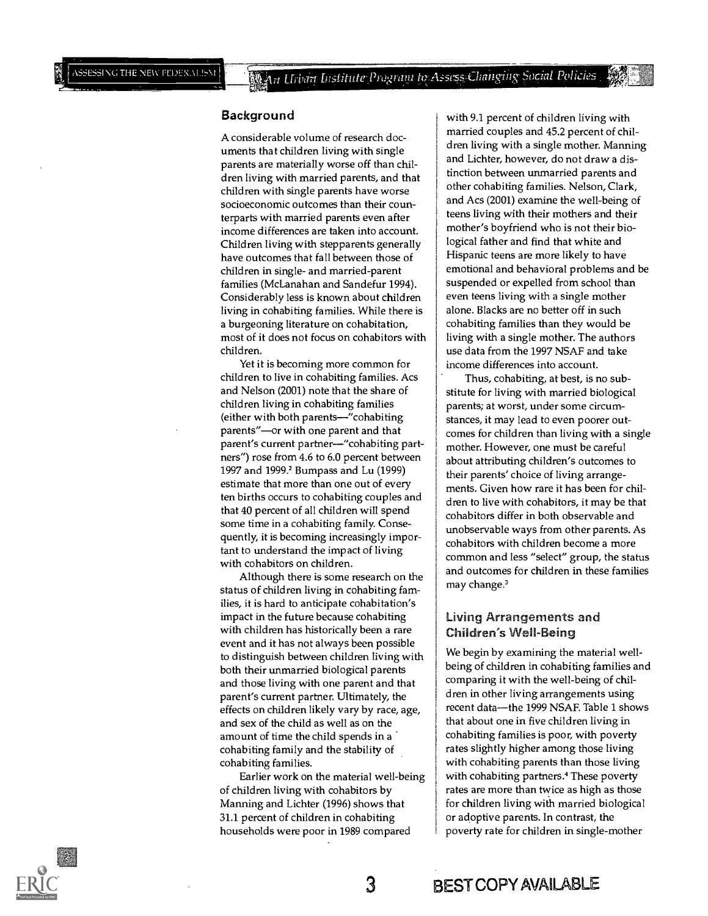## Background

A considerable volume of research documents that children living with single parents are materially worse off than children living with married parents, and that children with single parents have worse socioeconomic outcomes than their counterparts with married parents even after income differences are taken into account. Children living with stepparents generally have outcomes that fall between those of children in single- and married-parent families (McLanahan and Sandefur 1994). Considerably less is known about children living in cohabiting families. While there is a burgeoning literature on cohabitation, most of it does not focus on cohabitors with children.

Yet it is becoming more common for children to live in cohabiting families. Acs and Nelson (2001) note that the share of children living in cohabiting families (either with both parents—"cohabiting parents"—or with one parent and that parent's current partner—"cohabiting partners") rose from 4.6 to 6.0 percent between 1997 and 1999.[2] Bumpass and Lu (1999) estimate that more than one out of every ten births occurs to cohabiting couples and that 40 percent of all children will spend some time in a cohabiting family. Consequently, it is becoming increasingly important to understand the impact of living with cohabitors on children.

Although there is some research on the status of children living in cohabiting families, it is hard to anticipate cohabitation's impact in the future because cohabiting with children has historically been a rare event and it has not always been possible to distinguish between children living with both their unmarried biological parents and those living with one parent and that parent's current partner. Ultimately, the effects on children likely vary by race, age, and sex of the child as well as on the amount of time the child spends in a cohabiting family and the stability of cohabiting families.

Earlier work on the material well-being of children living with cohabitors by Manning and Lichter (1996) shows that 31.1 percent of children in cohabiting households were poor in 1989 compared with 9.1 percent of children living with married couples and 45.2 percent of children living with a single mother. Manning and Lichter, however, do not draw a distinction between unmarried parents and other cohabiting families. Nelson, Clark, and Acs (2001) examine the well-being of teens living with their mothers and their mother's boyfriend who is not their biological father and find that white and Hispanic teens are more likely to have emotional and behavioral problems and be suspended or expelled from school than even teens living with a single mother alone. Blacks are no better off in such cohabiting families than they would be living with a single mother. The authors use data from the 1997 NSAF and take income differences into account.

Thus, cohabiting, at best, is no substitute for living with married biological parents; at worst, under some circumstances, it may lead to even poorer outcomes for children than living with a single mother. However, one must be careful about attributing children's outcomes to their parents' choice of living arrangements. Given how rare it has been for children to live with cohabitors, it may be that cohabitors differ in both observable and unobservable ways from other parents. As cohabitors with children become a more common and less "select" group, the status and outcomes for children in these families may change.[3]

## Living Arrangements and Children's Well-Being

We begin by examining the material well-being of children in cohabiting families and comparing it with the well-being of children in other living arrangements using recent data—the 1999 NSAF. Table 1 shows that about one in five children living in cohabiting families is poor, with poverty rates slightly higher among those living with cohabiting parents than those living with cohabiting partners.[4] These poverty rates are more than twice as high as those for children living with married biological or adoptive parents. In contrast, the poverty rate for children in single-mother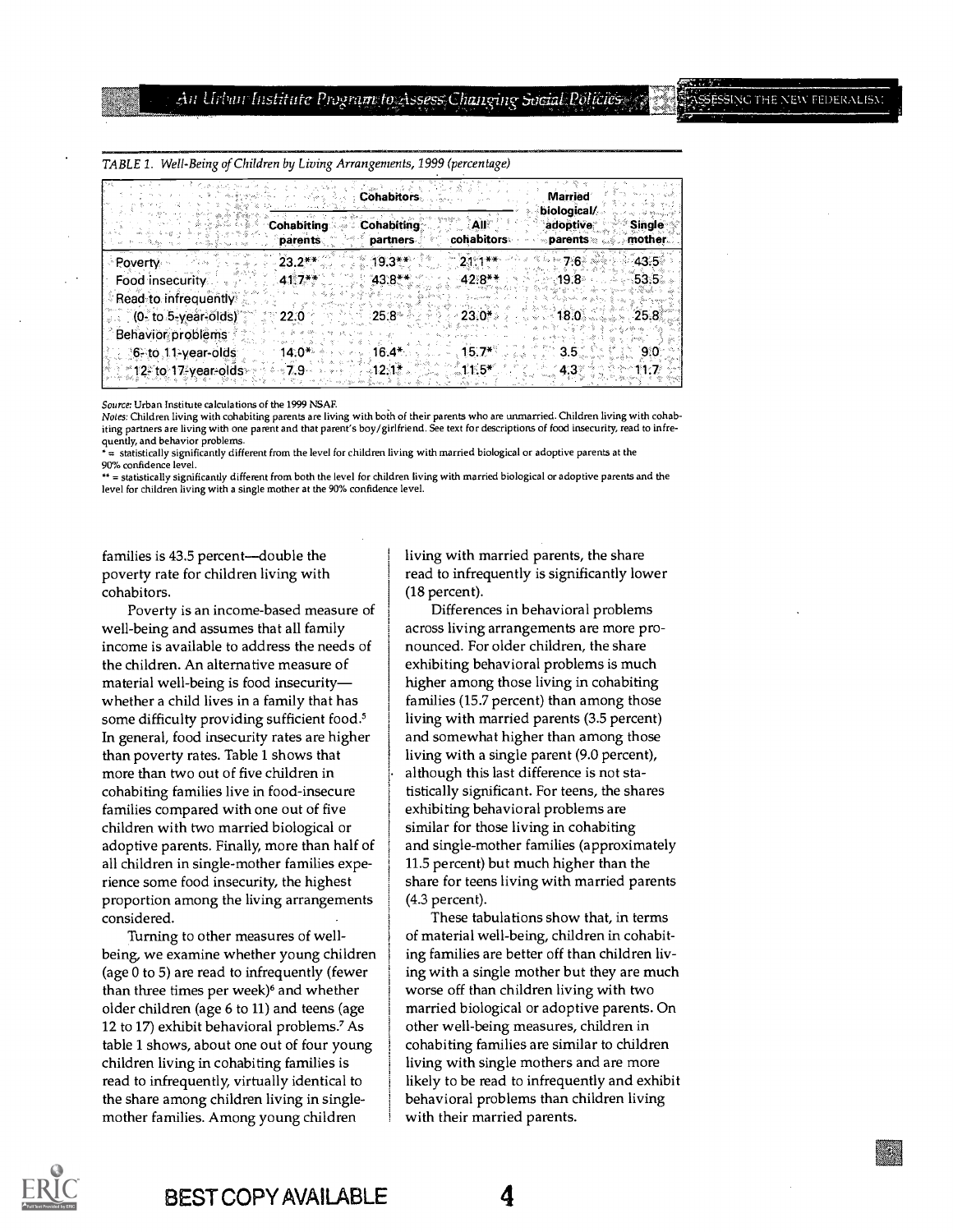TABLE 1. *Well-Being of Children by Living Arrangements, 1999 (percentage)*

| | Cohabitors | | | Married biological/ adoptive parents | Single mother |
|---|---|---|---|---|---|
| | Cohabiting parents | Cohabiting partners | All cohabitors | | |
| Poverty | 23.2** | 19.3** | 21.1** | 7.6 | 43.5 |
| Food insecurity | 41.7** | 43.8** | 42.8** | 19.8 | 53.5 |
| Read to infrequently (0- to 5-year-olds) | 22.0 | 25.8 | 23.0* | 18.0 | 25.8 |
| Behavior problems | | | | | |
| 6- to 11-year-olds | 14.0* | 16.4* | 15.7* | 3.5 | 9.0 |
| 12- to 17-year-olds | 7.9 | 12.1* | 11.5* | 4.3 | 11.7 |

*Source:* Urban Institute calculations of the 1999 NSAF.

*Notes:* Children living with cohabiting parents are living with both of their parents who are unmarried. Children living with cohabiting partners are living with one parent and that parent's boy/girlfriend. See text for descriptions of food insecurity, read to infrequently, and behavior problems.

* = statistically significantly different from the level for children living with married biological or adoptive parents at the 90% confidence level.

** = statistically significantly different from both the level for children living with married biological or adoptive parents and the level for children living with a single mother at the 90% confidence level.

families is 43.5 percent—double the poverty rate for children living with cohabitors.

Poverty is an income-based measure of well-being and assumes that all family income is available to address the needs of the children. An alternative measure of material well-being is food insecurity—whether a child lives in a family that has some difficulty providing sufficient food.[5] In general, food insecurity rates are higher than poverty rates. Table 1 shows that more than two out of five children in cohabiting families live in food-insecure families compared with one out of five children with two married biological or adoptive parents. Finally, more than half of all children in single-mother families experience some food insecurity, the highest proportion among the living arrangements considered.

Turning to other measures of well-being, we examine whether young children (age 0 to 5) are read to infrequently (fewer than three times per week)[6] and whether older children (age 6 to 11) and teens (age 12 to 17) exhibit behavioral problems.[7] As table 1 shows, about one out of four young children living in cohabiting families is read to infrequently, virtually identical to the share among children living in single-mother families. Among young children living with married parents, the share read to infrequently is significantly lower (18 percent).

Differences in behavioral problems across living arrangements are more pronounced. For older children, the share exhibiting behavioral problems is much higher among those living in cohabiting families (15.7 percent) than among those living with married parents (3.5 percent) and somewhat higher than among those living with a single parent (9.0 percent), although this last difference is not statistically significant. For teens, the shares exhibiting behavioral problems are similar for those living in cohabiting and single-mother families (approximately 11.5 percent) but much higher than the share for teens living with married parents (4.3 percent).

These tabulations show that, in terms of material well-being, children in cohabiting families are better off than children living with a single mother but they are much worse off than children living with two married biological or adoptive parents. On other well-being measures, children in cohabiting families are similar to children living with single mothers and are more likely to be read to infrequently and exhibit behavioral problems than children living with their married parents.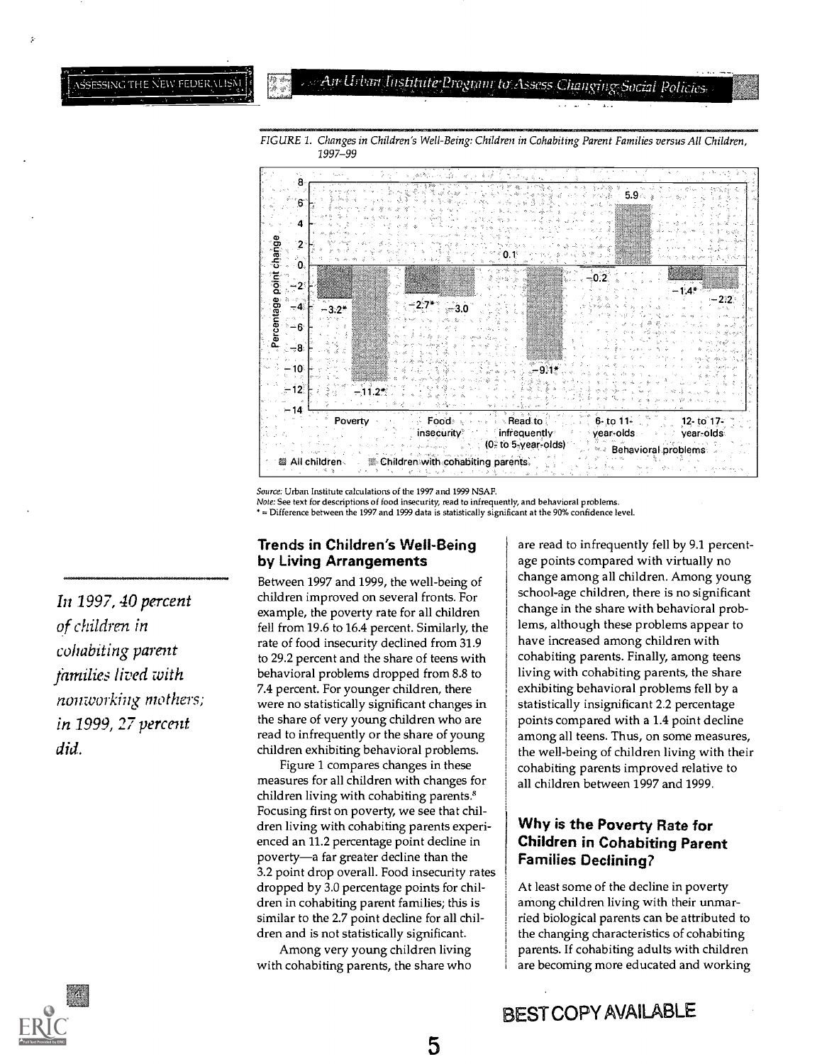FIGURE 1. *Changes in Children's Well-Being: Children in Cohabiting Parent Families versus All Children, 1997–99*

| | All children | Children with cohabiting parents |
|---|---|---|
| Poverty | −3.2* | −11.2* |
| Food insecurity | −2.7* | −3.0 |
| Read to infrequently (0- to 5-year-olds) | 0.1 | −9.1* |
| Behavioral problems: 6- to 11-year-olds | −0.2 | 5.9 |
| Behavioral problems: 12- to 17-year-olds | −1.4* | −2.2 |

Source: Urban Institute calculations of the 1997 and 1999 NSAF.
Note: See text for descriptions of food insecurity, read to infrequently, and behavioral problems.
* = Difference between the 1997 and 1999 data is statistically significant at the 90% confidence level.

*In 1997, 40 percent of children in cohabiting parent families lived with nonworking mothers; in 1999, 27 percent did.*

## Trends in Children's Well-Being by Living Arrangements

Between 1997 and 1999, the well-being of children improved on several fronts. For example, the poverty rate for all children fell from 19.6 to 16.4 percent. Similarly, the rate of food insecurity declined from 31.9 to 29.2 percent and the share of teens with behavioral problems dropped from 8.8 to 7.4 percent. For younger children, there were no statistically significant changes in the share of very young children who are read to infrequently or the share of young children exhibiting behavioral problems.

Figure 1 compares changes in these measures for all children with changes for children living with cohabiting parents.[8] Focusing first on poverty, we see that children living with cohabiting parents experienced an 11.2 percentage point decline in poverty—a far greater decline than the 3.2 point drop overall. Food insecurity rates dropped by 3.0 percentage points for children in cohabiting parent families; this is similar to the 2.7 point decline for all children and is not statistically significant.

Among very young children living with cohabiting parents, the share who are read to infrequently fell by 9.1 percentage points compared with virtually no change among all children. Among young school-age children, there is no significant change in the share with behavioral problems, although these problems appear to have increased among children with cohabiting parents. Finally, among teens living with cohabiting parents, the share exhibiting behavioral problems fell by a statistically insignificant 2.2 percentage points compared with a 1.4 point decline among all teens. Thus, on some measures, the well-being of children living with their cohabiting parents improved relative to all children between 1997 and 1999.

## Why is the Poverty Rate for Children in Cohabiting Parent Families Declining?

At least some of the decline in poverty among children living with their unmarried biological parents can be attributed to the changing characteristics of cohabiting parents. If cohabiting adults with children are becoming more educated and working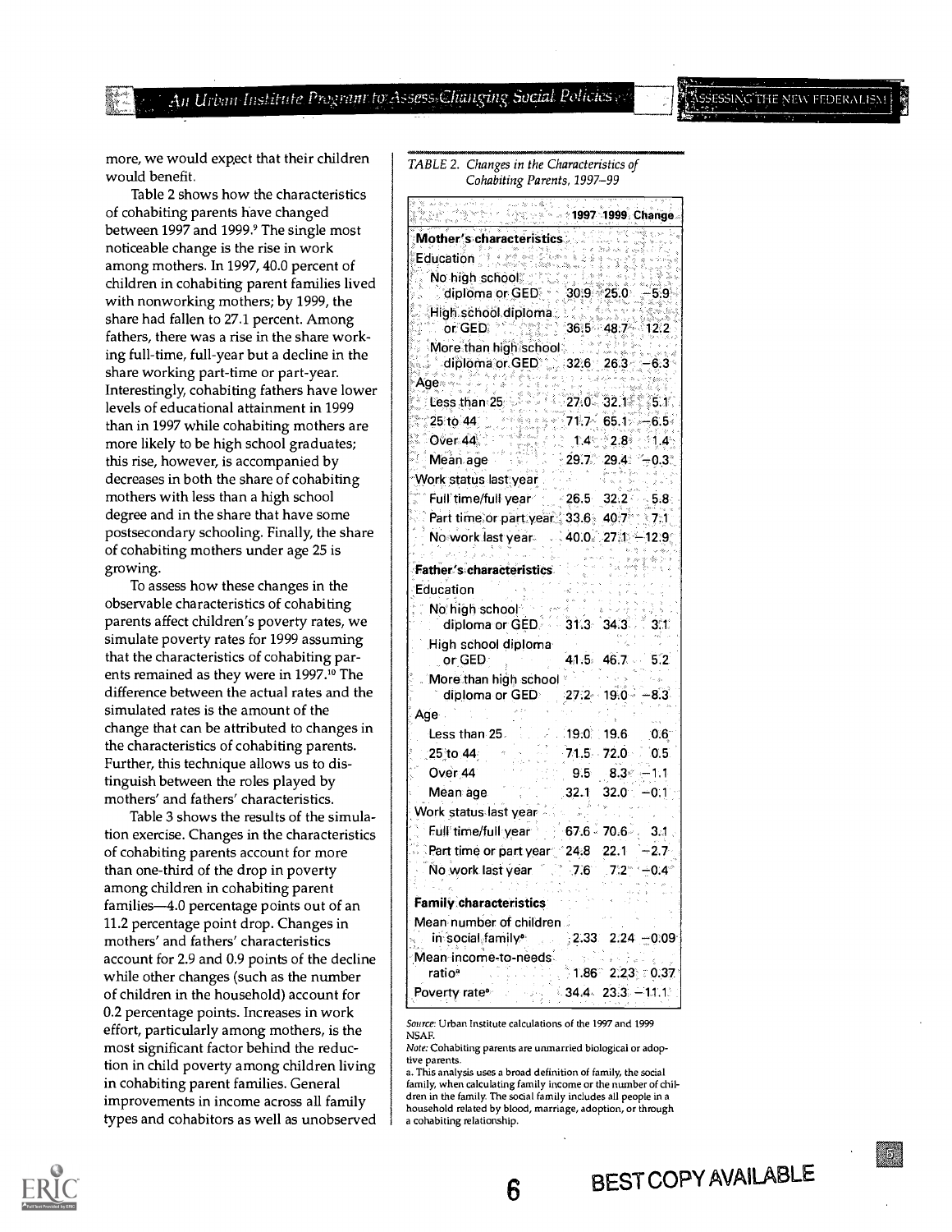more, we would expect that their children would benefit.

Table 2 shows how the characteristics of cohabiting parents have changed between 1997 and 1999.[9] The single most noticeable change is the rise in work among mothers. In 1997, 40.0 percent of children in cohabiting parent families lived with nonworking mothers; by 1999, the share had fallen to 27.1 percent. Among fathers, there was a rise in the share working full-time, full-year but a decline in the share working part-time or part-year. Interestingly, cohabiting fathers have lower levels of educational attainment in 1999 than in 1997 while cohabiting mothers are more likely to be high school graduates; this rise, however, is accompanied by decreases in both the share of cohabiting mothers with less than a high school degree and in the share that have some postsecondary schooling. Finally, the share of cohabiting mothers under age 25 is growing.

To assess how these changes in the observable characteristics of cohabiting parents affect children's poverty rates, we simulate poverty rates for 1999 assuming that the characteristics of cohabiting parents remained as they were in 1997.[10] The difference between the actual rates and the simulated rates is the amount of the change that can be attributed to changes in the characteristics of cohabiting parents. Further, this technique allows us to distinguish between the roles played by mothers' and fathers' characteristics.

Table 3 shows the results of the simulation exercise. Changes in the characteristics of cohabiting parents account for more than one-third of the drop in poverty among children in cohabiting parent families—4.0 percentage points out of an 11.2 percentage point drop. Changes in mothers' and fathers' characteristics account for 2.9 and 0.9 points of the decline while other changes (such as the number of children in the household) account for 0.2 percentage points. Increases in work effort, particularly among mothers, is the most significant factor behind the reduction in child poverty among children living in cohabiting parent families. General improvements in income across all family types and cohabitors as well as unobserved

TABLE 2. *Changes in the Characteristics of Cohabiting Parents, 1997–99*

| | 1997 | 1999 | Change |
|---|---|---|---|
| **Mother's characteristics** | | | |
| Education | | | |
| No high school diploma or GED | 30.9 | 25.0 | −5.9 |
| High school diploma or GED | 36.5 | 48.7 | 12.2 |
| More than high school diploma or GED | 32.6 | 26.3 | −6.3 |
| Age | | | |
| Less than 25 | 27.0 | 32.1 | 5.1 |
| 25 to 44 | 71.7 | 65.1 | −6.5 |
| Over 44 | 1.4 | 2.8 | 1.4 |
| Mean age | 29.7 | 29.4 | −0.3 |
| Work status last year | | | |
| Full time/full year | 26.5 | 32.2 | 5.8 |
| Part time or part year | 33.6 | 40.7 | 7.1 |
| No work last year | 40.0 | 27.1 | −12.9 |
| **Father's characteristics** | | | |
| Education | | | |
| No high school diploma or GED | 31.3 | 34.3 | 3.1 |
| High school diploma or GED | 41.5 | 46.7 | 5.2 |
| More than high school diploma or GED | 27.2 | 19.0 | −8.3 |
| Age | | | |
| Less than 25 | 19.0 | 19.6 | 0.6 |
| 25 to 44 | 71.5 | 72.0 | 0.5 |
| Over 44 | 9.5 | 8.3 | −1.1 |
| Mean age | 32.1 | 32.0 | −0.1 |
| Work status last year | | | |
| Full time/full year | 67.6 | 70.6 | 3.1 |
| Part time or part year | 24.8 | 22.1 | −2.7 |
| No work last year | 7.6 | 7.2 | −0.4 |
| **Family characteristics** | | | |
| Mean number of children in social family[a] | 2.33 | 2.24 | −0.09 |
| Mean income-to-needs ratio[a] | 1.86 | 2.23 | 0.37 |
| Poverty rate[a] | 34.4 | 23.3 | −11.1 |

*Source:* Urban Institute calculations of the 1997 and 1999 NSAF.

*Note:* Cohabiting parents are unmarried biological or adoptive parents.

a. This analysis uses a broad definition of family, the social family, when calculating family income or the number of children in the family. The social family includes all people in a household related by blood, marriage, adoption, or through a cohabiting relationship.

BEST COPY AVAILABLE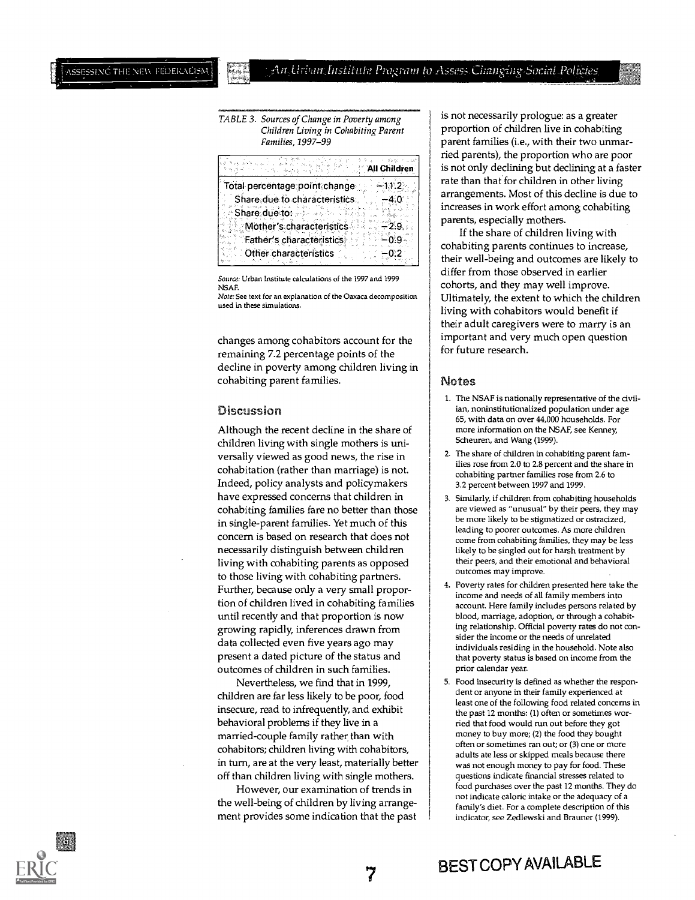TABLE 3. *Sources of Change in Poverty among Children Living in Cohabiting Parent Families, 1997–99*

| | All Children |
|---|---|
| Total percentage point change | −11.2 |
| Share due to characteristics | −4.0 |
| Share due to: | |
| Mother's characteristics | −2.9 |
| Father's characteristics | −0.9 |
| Other characteristics | −0.2 |

*Source:* Urban Institute calculations of the 1997 and 1999 NSAF.
*Note:* See text for an explanation of the Oaxaca decomposition used in these simulations.

changes among cohabitors account for the remaining 7.2 percentage points of the decline in poverty among children living in cohabiting parent families.

## Discussion

Although the recent decline in the share of children living with single mothers is universally viewed as good news, the rise in cohabitation (rather than marriage) is not. Indeed, policy analysts and policymakers have expressed concerns that children in cohabiting families fare no better than those in single-parent families. Yet much of this concern is based on research that does not necessarily distinguish between children living with cohabiting parents as opposed to those living with cohabiting partners. Further, because only a very small proportion of children lived in cohabiting families until recently and that proportion is now growing rapidly, inferences drawn from data collected even five years ago may present a dated picture of the status and outcomes of children in such families.

Nevertheless, we find that in 1999, children are far less likely to be poor, food insecure, read to infrequently, and exhibit behavioral problems if they live in a married-couple family rather than with cohabitors; children living with cohabitors, in turn, are at the very least, materially better off than children living with single mothers.

However, our examination of trends in the well-being of children by living arrangement provides some indication that the past is not necessarily prologue: as a greater proportion of children live in cohabiting parent families (i.e., with their two unmarried parents), the proportion who are poor is not only declining but declining at a faster rate than that for children in other living arrangements. Most of this decline is due to increases in work effort among cohabiting parents, especially mothers.

If the share of children living with cohabiting parents continues to increase, their well-being and outcomes are likely to differ from those observed in earlier cohorts, and they may well improve. Ultimately, the extent to which the children living with cohabitors would benefit if their adult caregivers were to marry is an important and very much open question for future research.

## Notes

1. The NSAF is nationally representative of the civilian, noninstitutionalized population under age 65, with data on over 44,000 households. For more information on the NSAF, see Kenney, Scheuren, and Wang (1999).
2. The share of children in cohabiting parent families rose from 2.0 to 2.8 percent and the share in cohabiting partner families rose from 2.6 to 3.2 percent between 1997 and 1999.
3. Similarly, if children from cohabiting households are viewed as "unusual" by their peers, they may be more likely to be stigmatized or ostracized, leading to poorer outcomes. As more children come from cohabiting families, they may be less likely to be singled out for harsh treatment by their peers, and their emotional and behavioral outcomes may improve.
4. Poverty rates for children presented here take the income and needs of all family members into account. Here family includes persons related by blood, marriage, adoption, or through a cohabiting relationship. Official poverty rates do not consider the income or the needs of unrelated individuals residing in the household. Note also that poverty status is based on income from the prior calendar year.
5. Food insecurity is defined as whether the respondent or anyone in their family experienced at least one of the following food related concerns in the past 12 months: (1) often or sometimes worried that food would run out before they got money to buy more; (2) the food they bought often or sometimes ran out; or (3) one or more adults ate less or skipped meals because there was not enough money to pay for food. These questions indicate financial stresses related to food purchases over the past 12 months. They do not indicate caloric intake or the adequacy of a family's diet. For a complete description of this indicator, see Zedlewski and Brauner (1999).

BEST COPY AVAILABLE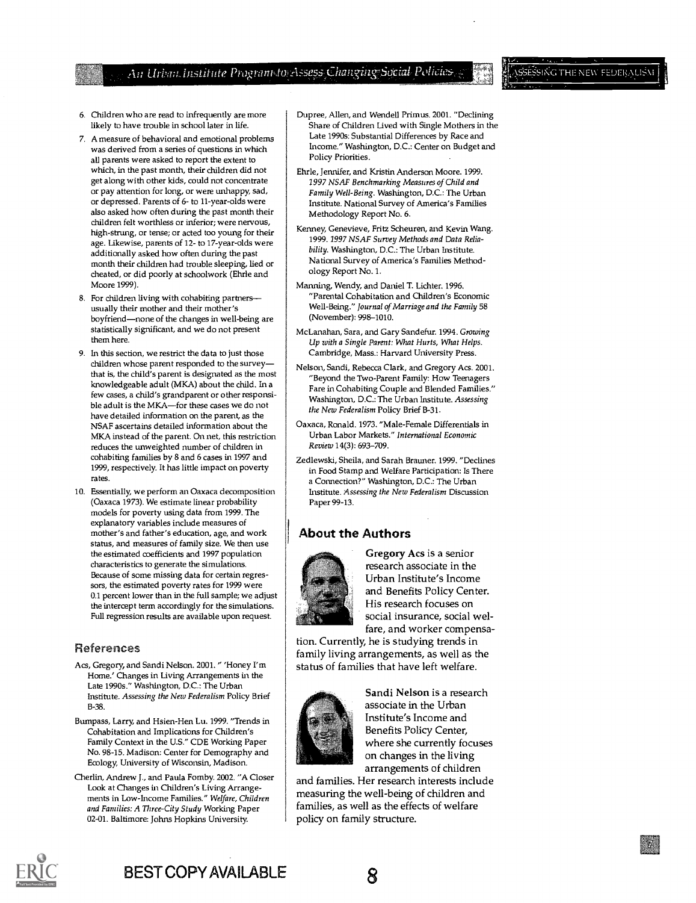6. Children who are read to infrequently are more likely to have trouble in school later in life.
7. A measure of behavioral and emotional problems was derived from a series of questions in which all parents were asked to report the extent to which, in the past month, their children did not get along with other kids, could not concentrate or pay attention for long, or were unhappy, sad, or depressed. Parents of 6- to 11-year-olds were also asked how often during the past month their children felt worthless or inferior; were nervous, high-strung, or tense; or acted too young for their age. Likewise, parents of 12- to 17-year-olds were additionally asked how often during the past month their children had trouble sleeping, lied or cheated, or did poorly at schoolwork (Ehrle and Moore 1999).
8. For children living with cohabiting partners—usually their mother and their mother's boyfriend—none of the changes in well-being are statistically significant, and we do not present them here.
9. In this section, we restrict the data to just those children whose parent responded to the survey—that is, the child's parent is designated as the most knowledgeable adult (MKA) about the child. In a few cases, a child's grandparent or other responsible adult is the MKA—for these cases we do not have detailed information on the parent, as the NSAF ascertains detailed information about the MKA instead of the parent. On net, this restriction reduces the unweighted number of children in cohabiting families by 8 and 6 cases in 1997 and 1999, respectively. It has little impact on poverty rates.
10. Essentially, we perform an Oaxaca decomposition (Oaxaca 1973). We estimate linear probability models for poverty using data from 1999. The explanatory variables include measures of mother's and father's education, age, and work status, and measures of family size. We then use the estimated coefficients and 1997 population characteristics to generate the simulations. Because of some missing data for certain regressors, the estimated poverty rates for 1999 were 0.1 percent lower than in the full sample; we adjust the intercept term accordingly for the simulations. Full regression results are available upon request.

## References

Acs, Gregory, and Sandi Nelson. 2001. " 'Honey I'm Home.' Changes in Living Arrangements in the Late 1990s." Washington, D.C.: The Urban Institute. *Assessing the New Federalism* Policy Brief B-38.

Bumpass, Larry, and Hsien-Hen Lu. 1999. "Trends in Cohabitation and Implications for Children's Family Context in the U.S." CDE Working Paper No. 98-15. Madison: Center for Demography and Ecology, University of Wisconsin, Madison.

Cherlin, Andrew J., and Paula Fomby. 2002. "A Closer Look at Changes in Children's Living Arrangements in Low-Income Families." *Welfare, Children and Families: A Three-City Study* Working Paper 02-01. Baltimore: Johns Hopkins University.

Dupree, Allen, and Wendell Primus. 2001. "Declining Share of Children Lived with Single Mothers in the Late 1990s: Substantial Differences by Race and Income." Washington, D.C.: Center on Budget and Policy Priorities.

Ehrle, Jennifer, and Kristin Anderson Moore. 1999. *1997 NSAF Benchmarking Measures of Child and Family Well-Being*. Washington, D.C.: The Urban Institute. National Survey of America's Families Methodology Report No. 6.

Kenney, Genevieve, Fritz Scheuren, and Kevin Wang. 1999. *1997 NSAF Survey Methods and Data Reliability*. Washington, D.C.: The Urban Institute. National Survey of America's Families Methodology Report No. 1.

Manning, Wendy, and Daniel T. Lichter. 1996. "Parental Cohabitation and Children's Economic Well-Being." *Journal of Marriage and the Family* 58 (November): 998–1010.

McLanahan, Sara, and Gary Sandefur. 1994. *Growing Up with a Single Parent: What Hurts, What Helps*. Cambridge, Mass.: Harvard University Press.

Nelson, Sandi, Rebecca Clark, and Gregory Acs. 2001. "Beyond the Two-Parent Family: How Teenagers Fare in Cohabiting Couple and Blended Families." Washington, D.C.: The Urban Institute. *Assessing the New Federalism* Policy Brief B-31.

Oaxaca, Ronald. 1973. "Male-Female Differentials in Urban Labor Markets." *International Economic Review* 14(3): 693–709.

Zedlewski, Sheila, and Sarah Brauner. 1999. "Declines in Food Stamp and Welfare Participation: Is There a Connection?" Washington, D.C.: The Urban Institute. *Assessing the New Federalism* Discussion Paper 99-13.

## About the Authors

**Gregory Acs** is a senior research associate in the Urban Institute's Income and Benefits Policy Center. His research focuses on social insurance, social welfare, and worker compensation. Currently, he is studying trends in family living arrangements, as well as the status of families that have left welfare.

**Sandi Nelson** is a research associate in the Urban Institute's Income and Benefits Policy Center, where she currently focuses on changes in the living arrangements of children and families. Her research interests include measuring the well-being of children and families, as well as the effects of welfare policy on family structure.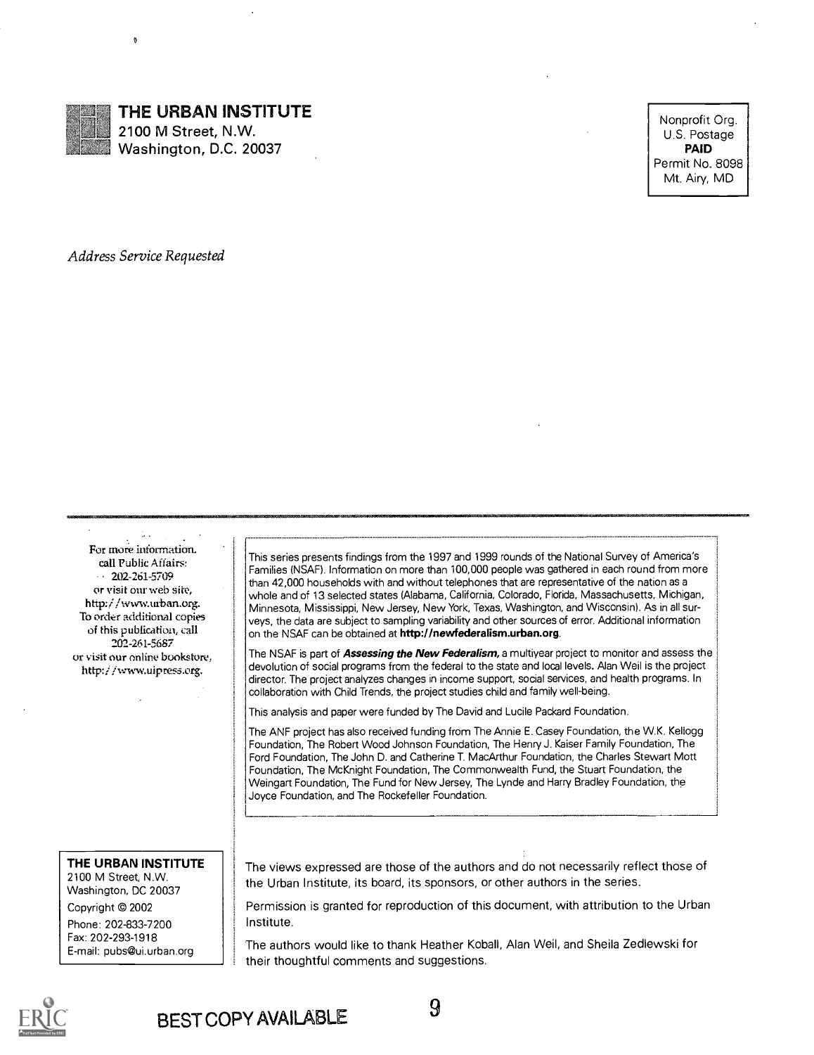**THE URBAN INSTITUTE**
2100 M Street, N.W.
Washington, D.C. 20037

Nonprofit Org.
U.S. Postage
**PAID**
Permit No. 8098
Mt. Airy, MD

*Address Service Requested*

For more information, call Public Affairs: 202-261-5709 or visit our web site, http://www.urban.org. To order additional copies of this publication, call 202-261-5687 or visit our online bookstore, http://www.uipress.org.

This series presents findings from the 1997 and 1999 rounds of the National Survey of America's Families (NSAF). Information on more than 100,000 people was gathered in each round from more than 42,000 households with and without telephones that are representative of the nation as a whole and of 13 selected states (Alabama, California, Colorado, Florida, Massachusetts, Michigan, Minnesota, Mississippi, New Jersey, New York, Texas, Washington, and Wisconsin). As in all surveys, the data are subject to sampling variability and other sources of error. Additional information on the NSAF can be obtained at **http://newfederalism.urban.org**.

The NSAF is part of ***Assessing the New Federalism,*** a multiyear project to monitor and assess the devolution of social programs from the federal to the state and local levels. Alan Weil is the project director. The project analyzes changes in income support, social services, and health programs. In collaboration with Child Trends, the project studies child and family well-being.

This analysis and paper were funded by The David and Lucile Packard Foundation.

The ANF project has also received funding from The Annie E. Casey Foundation, the W.K. Kellogg Foundation, The Robert Wood Johnson Foundation, The Henry J. Kaiser Family Foundation, The Ford Foundation, The John D. and Catherine T. MacArthur Foundation, the Charles Stewart Mott Foundation, The McKnight Foundation, The Commonwealth Fund, the Stuart Foundation, the Weingart Foundation, The Fund for New Jersey, The Lynde and Harry Bradley Foundation, the Joyce Foundation, and The Rockefeller Foundation.

**THE URBAN INSTITUTE**
2100 M Street, N.W.
Washington, DC 20037
Copyright © 2002
Phone: 202-833-7200
Fax: 202-293-1918
E-mail: pubs@ui.urban.org

The views expressed are those of the authors and do not necessarily reflect those of the Urban Institute, its board, its sponsors, or other authors in the series.

Permission is granted for reproduction of this document, with attribution to the Urban Institute.

The authors would like to thank Heather Koball, Alan Weil, and Sheila Zedlewski for their thoughtful comments and suggestions.

BEST COPY AVAILABLE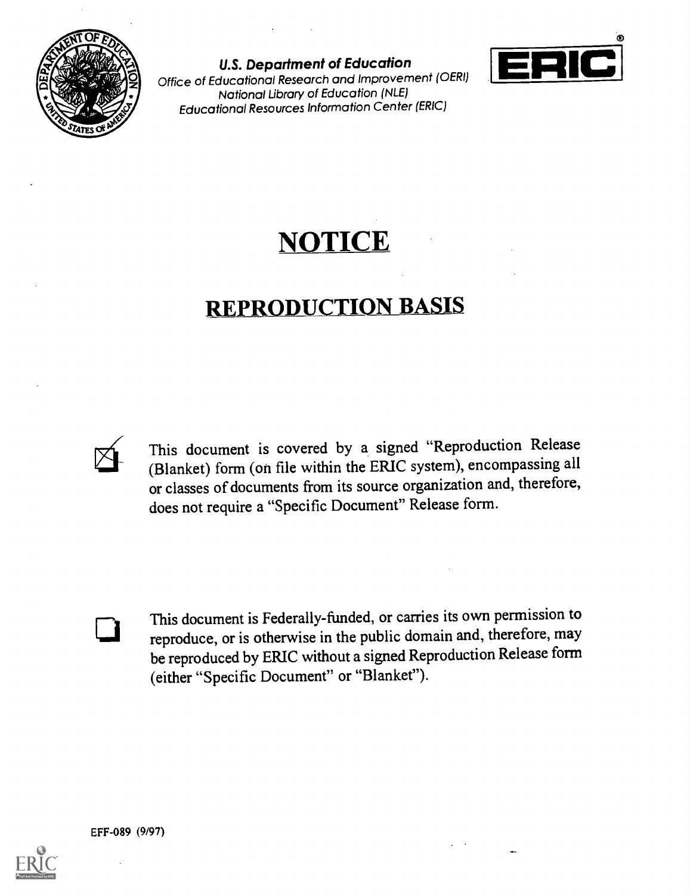U.S. Department of Education
Office of Educational Research and Improvement (OERI)
National Library of Education (NLE)
Educational Resources Information Center (ERIC)

# NOTICE

## REPRODUCTION BASIS

- [x] This document is covered by a signed "Reproduction Release (Blanket) form (on file within the ERIC system), encompassing all or classes of documents from its source organization and, therefore, does not require a "Specific Document" Release form.

- [ ] This document is Federally-funded, or carries its own permission to reproduce, or is otherwise in the public domain and, therefore, may be reproduced by ERIC without a signed Reproduction Release form (either "Specific Document" or "Blanket").

EFF-089 (9/97)